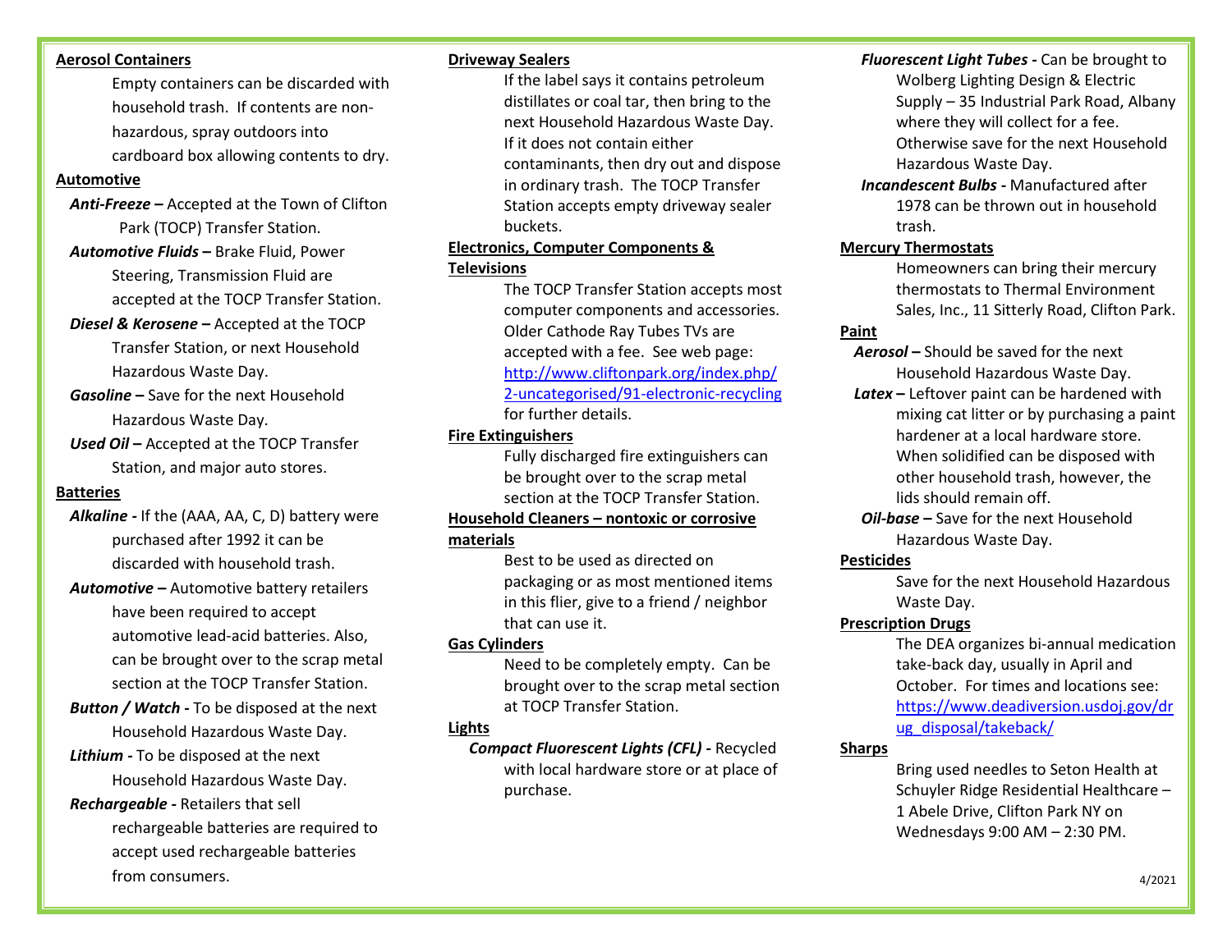## Aerosol Containers

Empty containers can be discarded with household trash. If contents are non-hazardous, spray outdoors into cardboard box allowing contents to dry.

## Automotive

***Anti-Freeze –*** Accepted at the Town of Clifton Park (TOCP) Transfer Station.

***Automotive Fluids –*** Brake Fluid, Power Steering, Transmission Fluid are accepted at the TOCP Transfer Station.

***Diesel & Kerosene –*** Accepted at the TOCP Transfer Station, or next Household Hazardous Waste Day.

***Gasoline –*** Save for the next Household Hazardous Waste Day.

***Used Oil –*** Accepted at the TOCP Transfer Station, and major auto stores.

## Batteries

***Alkaline -*** If the (AAA, AA, C, D) battery were purchased after 1992 it can be discarded with household trash.

***Automotive –*** Automotive battery retailers have been required to accept automotive lead-acid batteries. Also, can be brought over to the scrap metal section at the TOCP Transfer Station.

***Button / Watch -*** To be disposed at the next Household Hazardous Waste Day.

***Lithium -*** To be disposed at the next Household Hazardous Waste Day.

***Rechargeable -*** Retailers that sell rechargeable batteries are required to accept used rechargeable batteries from consumers.

## Driveway Sealers

If the label says it contains petroleum distillates or coal tar, then bring to the next Household Hazardous Waste Day. If it does not contain either contaminants, then dry out and dispose in ordinary trash. The TOCP Transfer Station accepts empty driveway sealer buckets.

## Electronics, Computer Components & Televisions

The TOCP Transfer Station accepts most computer components and accessories. Older Cathode Ray Tubes TVs are accepted with a fee. See web page: http://www.cliftonpark.org/index.php/2-uncategorised/91-electronic-recycling for further details.

## Fire Extinguishers

Fully discharged fire extinguishers can be brought over to the scrap metal section at the TOCP Transfer Station.

## Household Cleaners – nontoxic or corrosive materials

Best to be used as directed on packaging or as most mentioned items in this flier, give to a friend / neighbor that can use it.

## Gas Cylinders

Need to be completely empty. Can be brought over to the scrap metal section at TOCP Transfer Station.

## Lights

***Compact Fluorescent Lights (CFL) -*** Recycled with local hardware store or at place of purchase.

***Fluorescent Light Tubes -*** Can be brought to Wolberg Lighting Design & Electric Supply – 35 Industrial Park Road, Albany where they will collect for a fee. Otherwise save for the next Household Hazardous Waste Day.

***Incandescent Bulbs -*** Manufactured after 1978 can be thrown out in household trash.

## Mercury Thermostats

Homeowners can bring their mercury thermostats to Thermal Environment Sales, Inc., 11 Sitterly Road, Clifton Park.

## Paint

***Aerosol –*** Should be saved for the next Household Hazardous Waste Day.

***Latex –*** Leftover paint can be hardened with mixing cat litter or by purchasing a paint hardener at a local hardware store. When solidified can be disposed with other household trash, however, the lids should remain off.

***Oil-base –*** Save for the next Household Hazardous Waste Day.

## Pesticides

Save for the next Household Hazardous Waste Day.

## Prescription Drugs

The DEA organizes bi-annual medication take-back day, usually in April and October. For times and locations see: https://www.deadiversion.usdoj.gov/drug_disposal/takeback/

## Sharps

Bring used needles to Seton Health at Schuyler Ridge Residential Healthcare – 1 Abele Drive, Clifton Park NY on Wednesdays 9:00 AM – 2:30 PM.

4/2021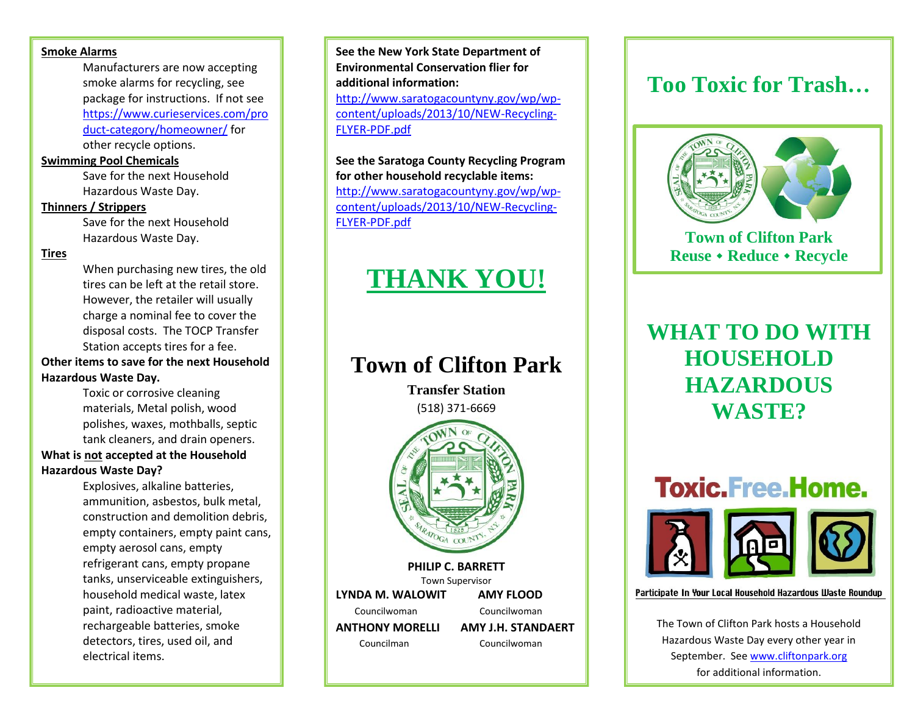**Smoke Alarms**

Manufacturers are now accepting smoke alarms for recycling, see package for instructions. If not see https://www.curieservices.com/product-category/homeowner/ for other recycle options.

**Swimming Pool Chemicals**

Save for the next Household Hazardous Waste Day.

**Thinners / Strippers**

Save for the next Household Hazardous Waste Day.

**Tires**

When purchasing new tires, the old tires can be left at the retail store. However, the retailer will usually charge a nominal fee to cover the disposal costs. The TOCP Transfer Station accepts tires for a fee.

**Other items to save for the next Household Hazardous Waste Day.**

Toxic or corrosive cleaning materials, Metal polish, wood polishes, waxes, mothballs, septic tank cleaners, and drain openers.

**What is not accepted at the Household Hazardous Waste Day?**

Explosives, alkaline batteries, ammunition, asbestos, bulk metal, construction and demolition debris, empty containers, empty paint cans, empty aerosol cans, empty refrigerant cans, empty propane tanks, unserviceable extinguishers, household medical waste, latex paint, radioactive material, rechargeable batteries, smoke detectors, tires, used oil, and electrical items.

**See the New York State Department of Environmental Conservation flier for additional information:**
http://www.saratogacountyny.gov/wp/wp-content/uploads/2013/10/NEW-Recycling-FLYER-PDF.pdf

**See the Saratoga County Recycling Program for other household recyclable items:**
http://www.saratogacountyny.gov/wp/wp-content/uploads/2013/10/NEW-Recycling-FLYER-PDF.pdf

# THANK YOU!

## Town of Clifton Park

**Transfer Station**

(518) 371-6669

**PHILIP C. BARRETT**
Town Supervisor

**LYNDA M. WALOWIT**
Councilwoman

**AMY FLOOD**
Councilwoman

**ANTHONY MORELLI**
Councilman

**AMY J.H. STANDAERT**
Councilwoman

# Too Toxic for Trash…

**Town of Clifton Park**
**Reuse • Reduce • Recycle**

# WHAT TO DO WITH HOUSEHOLD HAZARDOUS WASTE?

**Toxic.Free.Home.**

Participate In Your Local Household Hazardous Waste Roundup

The Town of Clifton Park hosts a Household Hazardous Waste Day every other year in September. See www.cliftonpark.org for additional information.